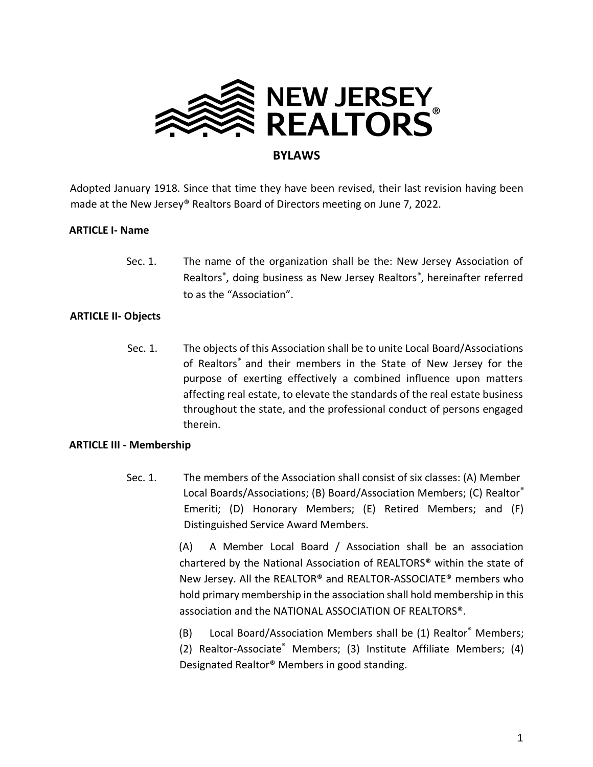# NEW JERSEY REALTORS®

## BYLAWS

Adopted January 1918. Since that time they have been revised, their last revision having been made at the New Jersey® Realtors Board of Directors meeting on June 7, 2022.

### ARTICLE I- Name

Sec. 1. The name of the organization shall be the: New Jersey Association of Realtors®, doing business as New Jersey Realtors®, hereinafter referred to as the "Association".

### ARTICLE II- Objects

Sec. 1. The objects of this Association shall be to unite Local Board/Associations of Realtors® and their members in the State of New Jersey for the purpose of exerting effectively a combined influence upon matters affecting real estate, to elevate the standards of the real estate business throughout the state, and the professional conduct of persons engaged therein.

### ARTICLE III - Membership

Sec. 1. The members of the Association shall consist of six classes: (A) Member Local Boards/Associations; (B) Board/Association Members; (C) Realtor® Emeriti; (D) Honorary Members; (E) Retired Members; and (F) Distinguished Service Award Members.

(A) A Member Local Board / Association shall be an association chartered by the National Association of REALTORS® within the state of New Jersey. All the REALTOR® and REALTOR-ASSOCIATE® members who hold primary membership in the association shall hold membership in this association and the NATIONAL ASSOCIATION OF REALTORS®.

(B) Local Board/Association Members shall be (1) Realtor® Members; (2) Realtor-Associate® Members; (3) Institute Affiliate Members; (4) Designated Realtor® Members in good standing.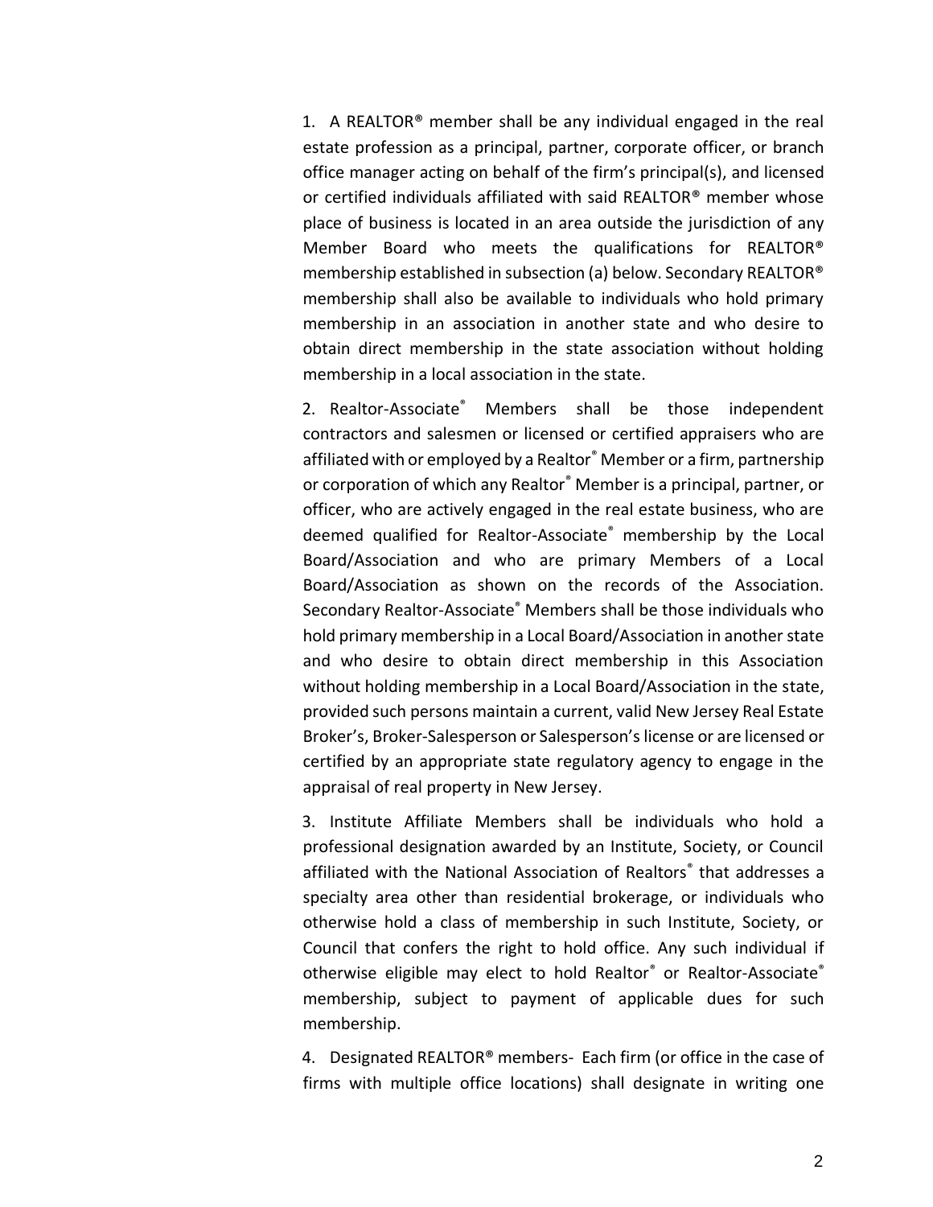1. A REALTOR® member shall be any individual engaged in the real estate profession as a principal, partner, corporate officer, or branch office manager acting on behalf of the firm's principal(s), and licensed or certified individuals affiliated with said REALTOR® member whose place of business is located in an area outside the jurisdiction of any Member Board who meets the qualifications for REALTOR® membership established in subsection (a) below. Secondary REALTOR® membership shall also be available to individuals who hold primary membership in an association in another state and who desire to obtain direct membership in the state association without holding membership in a local association in the state.

2. Realtor-Associate® Members shall be those independent contractors and salesmen or licensed or certified appraisers who are affiliated with or employed by a Realtor® Member or a firm, partnership or corporation of which any Realtor® Member is a principal, partner, or officer, who are actively engaged in the real estate business, who are deemed qualified for Realtor-Associate® membership by the Local Board/Association and who are primary Members of a Local Board/Association as shown on the records of the Association. Secondary Realtor-Associate® Members shall be those individuals who hold primary membership in a Local Board/Association in another state and who desire to obtain direct membership in this Association without holding membership in a Local Board/Association in the state, provided such persons maintain a current, valid New Jersey Real Estate Broker's, Broker-Salesperson or Salesperson's license or are licensed or certified by an appropriate state regulatory agency to engage in the appraisal of real property in New Jersey.

3. Institute Affiliate Members shall be individuals who hold a professional designation awarded by an Institute, Society, or Council affiliated with the National Association of Realtors® that addresses a specialty area other than residential brokerage, or individuals who otherwise hold a class of membership in such Institute, Society, or Council that confers the right to hold office. Any such individual if otherwise eligible may elect to hold Realtor® or Realtor-Associate® membership, subject to payment of applicable dues for such membership.

4. Designated REALTOR® members- Each firm (or office in the case of firms with multiple office locations) shall designate in writing one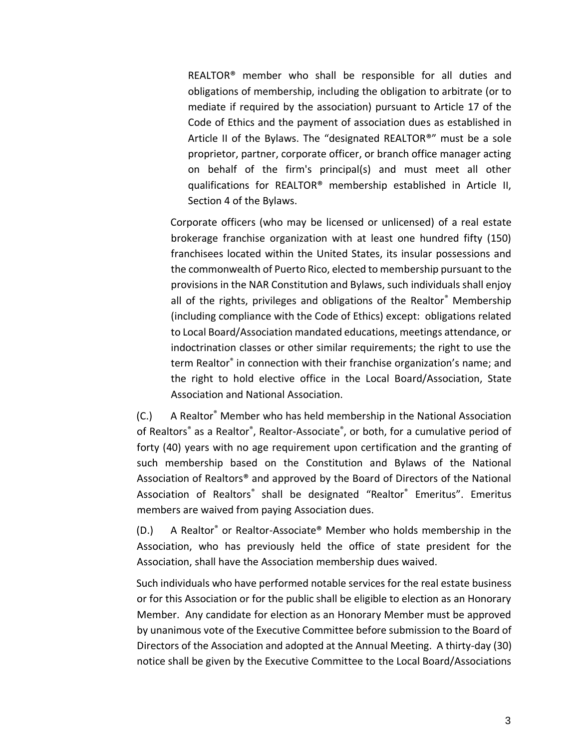REALTOR® member who shall be responsible for all duties and obligations of membership, including the obligation to arbitrate (or to mediate if required by the association) pursuant to Article 17 of the Code of Ethics and the payment of association dues as established in Article II of the Bylaws. The "designated REALTOR®" must be a sole proprietor, partner, corporate officer, or branch office manager acting on behalf of the firm's principal(s) and must meet all other qualifications for REALTOR® membership established in Article II, Section 4 of the Bylaws.

Corporate officers (who may be licensed or unlicensed) of a real estate brokerage franchise organization with at least one hundred fifty (150) franchisees located within the United States, its insular possessions and the commonwealth of Puerto Rico, elected to membership pursuant to the provisions in the NAR Constitution and Bylaws, such individuals shall enjoy all of the rights, privileges and obligations of the Realtor® Membership (including compliance with the Code of Ethics) except: obligations related to Local Board/Association mandated educations, meetings attendance, or indoctrination classes or other similar requirements; the right to use the term Realtor® in connection with their franchise organization's name; and the right to hold elective office in the Local Board/Association, State Association and National Association.

(C.) A Realtor® Member who has held membership in the National Association of Realtors® as a Realtor®, Realtor-Associate®, or both, for a cumulative period of forty (40) years with no age requirement upon certification and the granting of such membership based on the Constitution and Bylaws of the National Association of Realtors® and approved by the Board of Directors of the National Association of Realtors® shall be designated "Realtor® Emeritus". Emeritus members are waived from paying Association dues.

(D.) A Realtor® or Realtor-Associate® Member who holds membership in the Association, who has previously held the office of state president for the Association, shall have the Association membership dues waived.

Such individuals who have performed notable services for the real estate business or for this Association or for the public shall be eligible to election as an Honorary Member. Any candidate for election as an Honorary Member must be approved by unanimous vote of the Executive Committee before submission to the Board of Directors of the Association and adopted at the Annual Meeting. A thirty-day (30) notice shall be given by the Executive Committee to the Local Board/Associations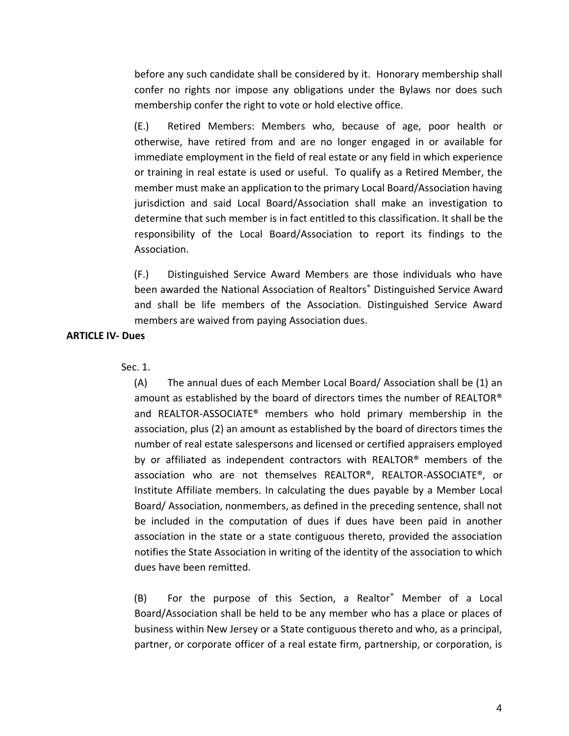before any such candidate shall be considered by it. Honorary membership shall confer no rights nor impose any obligations under the Bylaws nor does such membership confer the right to vote or hold elective office.

(E.) Retired Members: Members who, because of age, poor health or otherwise, have retired from and are no longer engaged in or available for immediate employment in the field of real estate or any field in which experience or training in real estate is used or useful. To qualify as a Retired Member, the member must make an application to the primary Local Board/Association having jurisdiction and said Local Board/Association shall make an investigation to determine that such member is in fact entitled to this classification. It shall be the responsibility of the Local Board/Association to report its findings to the Association.

(F.) Distinguished Service Award Members are those individuals who have been awarded the National Association of Realtors® Distinguished Service Award and shall be life members of the Association. Distinguished Service Award members are waived from paying Association dues.

**ARTICLE IV- Dues**

Sec. 1.

(A) The annual dues of each Member Local Board/ Association shall be (1) an amount as established by the board of directors times the number of REALTOR® and REALTOR-ASSOCIATE® members who hold primary membership in the association, plus (2) an amount as established by the board of directors times the number of real estate salespersons and licensed or certified appraisers employed by or affiliated as independent contractors with REALTOR® members of the association who are not themselves REALTOR®, REALTOR-ASSOCIATE®, or Institute Affiliate members. In calculating the dues payable by a Member Local Board/ Association, nonmembers, as defined in the preceding sentence, shall not be included in the computation of dues if dues have been paid in another association in the state or a state contiguous thereto, provided the association notifies the State Association in writing of the identity of the association to which dues have been remitted.

(B) For the purpose of this Section, a Realtor® Member of a Local Board/Association shall be held to be any member who has a place or places of business within New Jersey or a State contiguous thereto and who, as a principal, partner, or corporate officer of a real estate firm, partnership, or corporation, is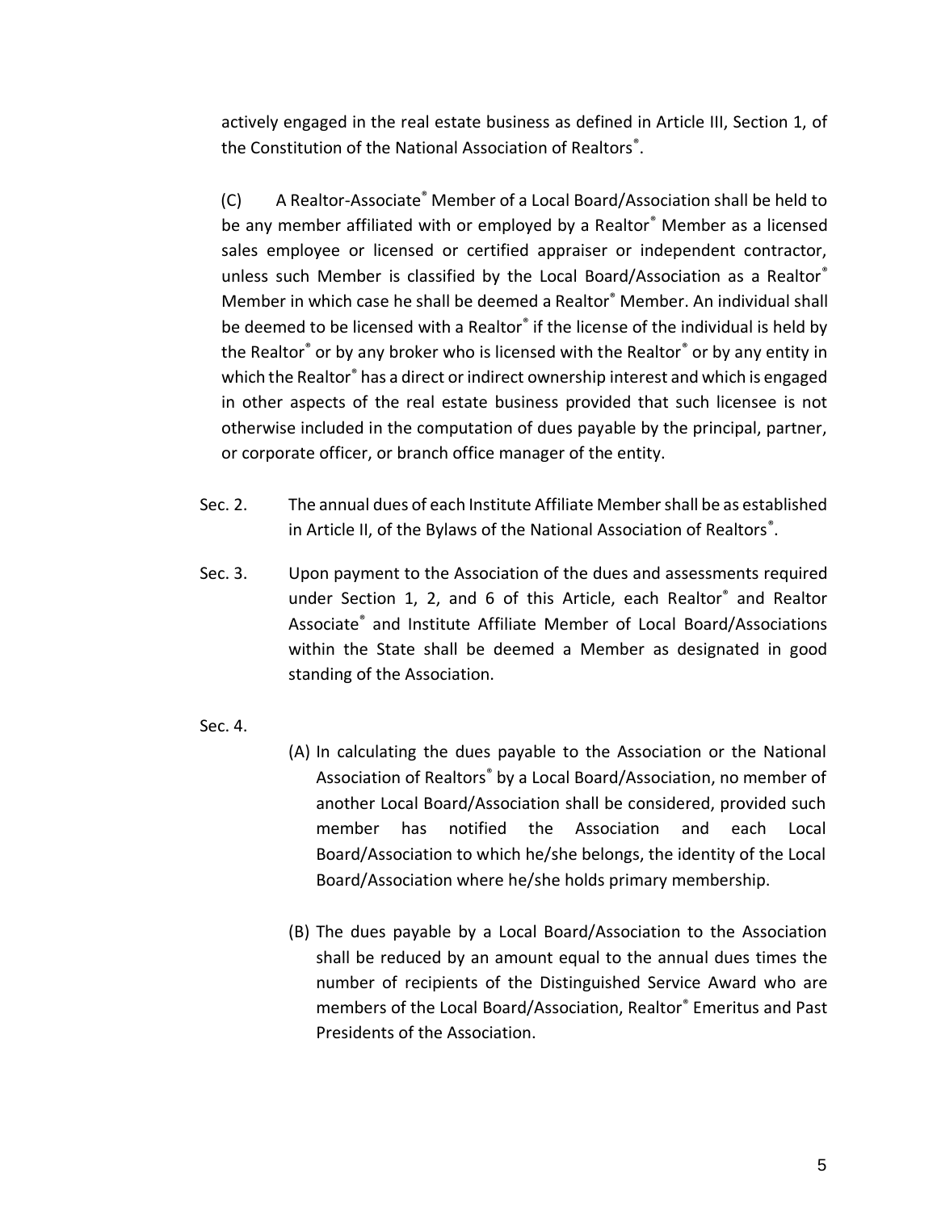actively engaged in the real estate business as defined in Article III, Section 1, of the Constitution of the National Association of Realtors®.

(C) A Realtor-Associate® Member of a Local Board/Association shall be held to be any member affiliated with or employed by a Realtor® Member as a licensed sales employee or licensed or certified appraiser or independent contractor, unless such Member is classified by the Local Board/Association as a Realtor® Member in which case he shall be deemed a Realtor® Member. An individual shall be deemed to be licensed with a Realtor® if the license of the individual is held by the Realtor® or by any broker who is licensed with the Realtor® or by any entity in which the Realtor® has a direct or indirect ownership interest and which is engaged in other aspects of the real estate business provided that such licensee is not otherwise included in the computation of dues payable by the principal, partner, or corporate officer, or branch office manager of the entity.

Sec. 2. The annual dues of each Institute Affiliate Member shall be as established in Article II, of the Bylaws of the National Association of Realtors®.

Sec. 3. Upon payment to the Association of the dues and assessments required under Section 1, 2, and 6 of this Article, each Realtor® and Realtor Associate® and Institute Affiliate Member of Local Board/Associations within the State shall be deemed a Member as designated in good standing of the Association.

Sec. 4.

(A) In calculating the dues payable to the Association or the National Association of Realtors® by a Local Board/Association, no member of another Local Board/Association shall be considered, provided such member has notified the Association and each Local Board/Association to which he/she belongs, the identity of the Local Board/Association where he/she holds primary membership.

(B) The dues payable by a Local Board/Association to the Association shall be reduced by an amount equal to the annual dues times the number of recipients of the Distinguished Service Award who are members of the Local Board/Association, Realtor® Emeritus and Past Presidents of the Association.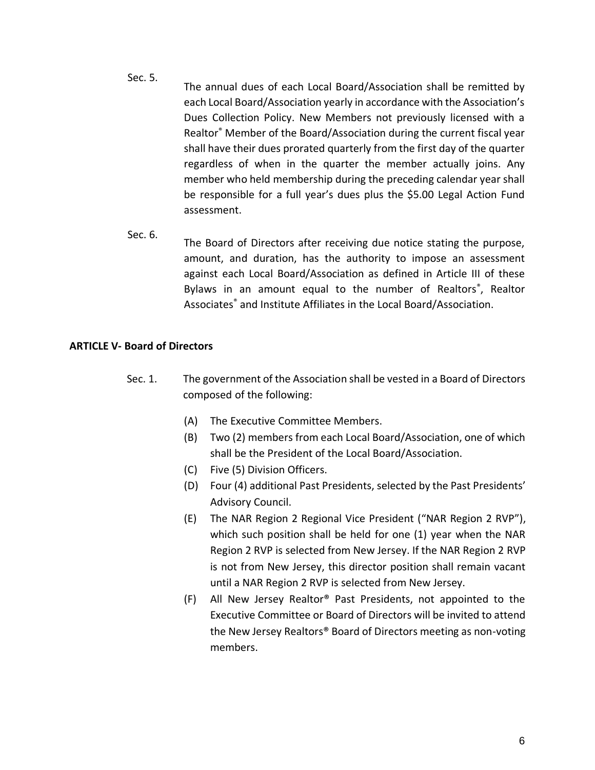Sec. 5. The annual dues of each Local Board/Association shall be remitted by each Local Board/Association yearly in accordance with the Association's Dues Collection Policy. New Members not previously licensed with a Realtor® Member of the Board/Association during the current fiscal year shall have their dues prorated quarterly from the first day of the quarter regardless of when in the quarter the member actually joins. Any member who held membership during the preceding calendar year shall be responsible for a full year's dues plus the $5.00 Legal Action Fund assessment.

Sec. 6. The Board of Directors after receiving due notice stating the purpose, amount, and duration, has the authority to impose an assessment against each Local Board/Association as defined in Article III of these Bylaws in an amount equal to the number of Realtors®, Realtor Associates® and Institute Affiliates in the Local Board/Association.

**ARTICLE V- Board of Directors**

Sec. 1. The government of the Association shall be vested in a Board of Directors composed of the following:

(A) The Executive Committee Members.

(B) Two (2) members from each Local Board/Association, one of which shall be the President of the Local Board/Association.

(C) Five (5) Division Officers.

(D) Four (4) additional Past Presidents, selected by the Past Presidents' Advisory Council.

(E) The NAR Region 2 Regional Vice President ("NAR Region 2 RVP"), which such position shall be held for one (1) year when the NAR Region 2 RVP is selected from New Jersey. If the NAR Region 2 RVP is not from New Jersey, this director position shall remain vacant until a NAR Region 2 RVP is selected from New Jersey.

(F) All New Jersey Realtor® Past Presidents, not appointed to the Executive Committee or Board of Directors will be invited to attend the New Jersey Realtors® Board of Directors meeting as non-voting members.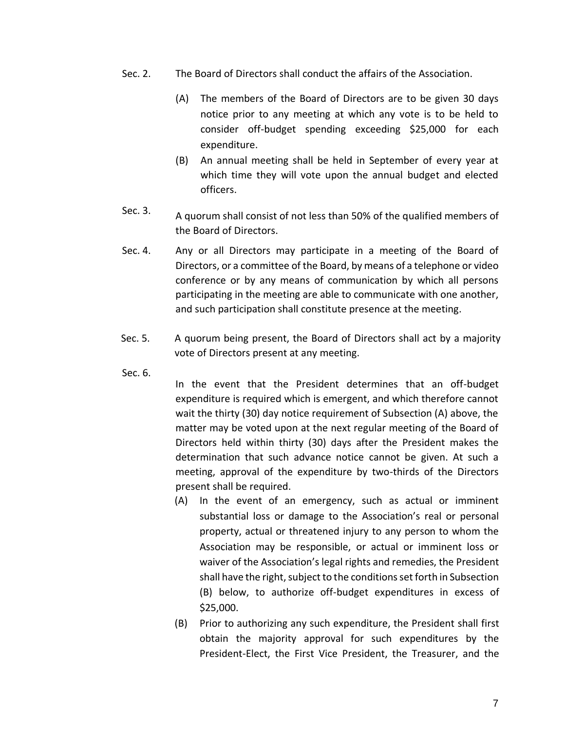Sec. 2. The Board of Directors shall conduct the affairs of the Association.

(A) The members of the Board of Directors are to be given 30 days notice prior to any meeting at which any vote is to be held to consider off-budget spending exceeding $25,000 for each expenditure.

(B) An annual meeting shall be held in September of every year at which time they will vote upon the annual budget and elected officers.

Sec. 3. A quorum shall consist of not less than 50% of the qualified members of the Board of Directors.

Sec. 4. Any or all Directors may participate in a meeting of the Board of Directors, or a committee of the Board, by means of a telephone or video conference or by any means of communication by which all persons participating in the meeting are able to communicate with one another, and such participation shall constitute presence at the meeting.

Sec. 5. A quorum being present, the Board of Directors shall act by a majority vote of Directors present at any meeting.

Sec. 6. In the event that the President determines that an off-budget expenditure is required which is emergent, and which therefore cannot wait the thirty (30) day notice requirement of Subsection (A) above, the matter may be voted upon at the next regular meeting of the Board of Directors held within thirty (30) days after the President makes the determination that such advance notice cannot be given. At such a meeting, approval of the expenditure by two-thirds of the Directors present shall be required.

(A) In the event of an emergency, such as actual or imminent substantial loss or damage to the Association's real or personal property, actual or threatened injury to any person to whom the Association may be responsible, or actual or imminent loss or waiver of the Association's legal rights and remedies, the President shall have the right, subject to the conditions set forth in Subsection (B) below, to authorize off-budget expenditures in excess of $25,000.

(B) Prior to authorizing any such expenditure, the President shall first obtain the majority approval for such expenditures by the President-Elect, the First Vice President, the Treasurer, and the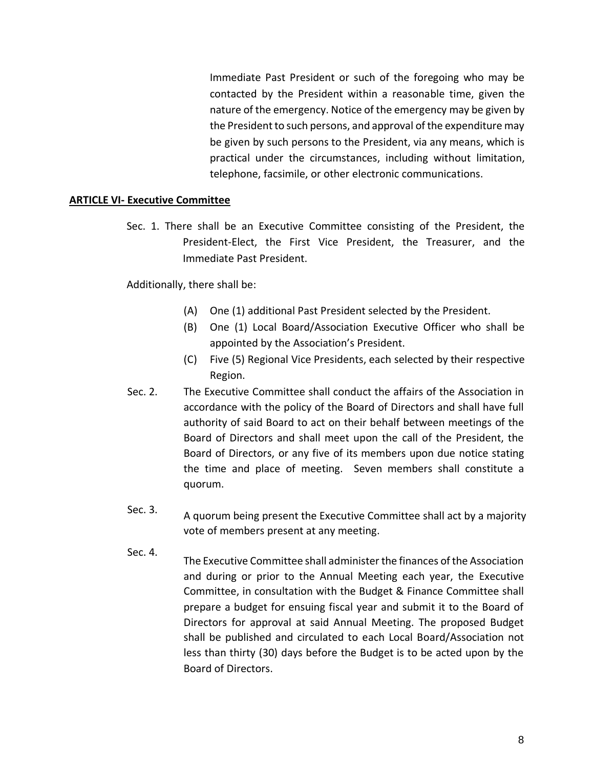Immediate Past President or such of the foregoing who may be contacted by the President within a reasonable time, given the nature of the emergency. Notice of the emergency may be given by the President to such persons, and approval of the expenditure may be given by such persons to the President, via any means, which is practical under the circumstances, including without limitation, telephone, facsimile, or other electronic communications.

**ARTICLE VI- Executive Committee**

Sec. 1. There shall be an Executive Committee consisting of the President, the President-Elect, the First Vice President, the Treasurer, and the Immediate Past President.

Additionally, there shall be:

(A) One (1) additional Past President selected by the President.

(B) One (1) Local Board/Association Executive Officer who shall be appointed by the Association's President.

(C) Five (5) Regional Vice Presidents, each selected by their respective Region.

Sec. 2. The Executive Committee shall conduct the affairs of the Association in accordance with the policy of the Board of Directors and shall have full authority of said Board to act on their behalf between meetings of the Board of Directors and shall meet upon the call of the President, the Board of Directors, or any five of its members upon due notice stating the time and place of meeting. Seven members shall constitute a quorum.

Sec. 3. A quorum being present the Executive Committee shall act by a majority vote of members present at any meeting.

Sec. 4. The Executive Committee shall administer the finances of the Association and during or prior to the Annual Meeting each year, the Executive Committee, in consultation with the Budget & Finance Committee shall prepare a budget for ensuing fiscal year and submit it to the Board of Directors for approval at said Annual Meeting. The proposed Budget shall be published and circulated to each Local Board/Association not less than thirty (30) days before the Budget is to be acted upon by the Board of Directors.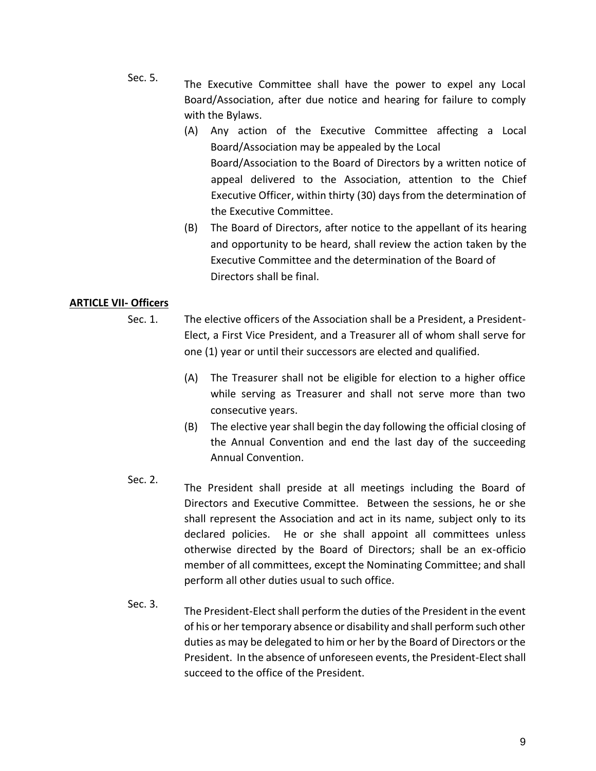Sec. 5. The Executive Committee shall have the power to expel any Local Board/Association, after due notice and hearing for failure to comply with the Bylaws.

(A) Any action of the Executive Committee affecting a Local Board/Association may be appealed by the Local Board/Association to the Board of Directors by a written notice of appeal delivered to the Association, attention to the Chief Executive Officer, within thirty (30) days from the determination of the Executive Committee.

(B) The Board of Directors, after notice to the appellant of its hearing and opportunity to be heard, shall review the action taken by the Executive Committee and the determination of the Board of Directors shall be final.

**ARTICLE VII- Officers**

Sec. 1. The elective officers of the Association shall be a President, a President-Elect, a First Vice President, and a Treasurer all of whom shall serve for one (1) year or until their successors are elected and qualified.

(A) The Treasurer shall not be eligible for election to a higher office while serving as Treasurer and shall not serve more than two consecutive years.

(B) The elective year shall begin the day following the official closing of the Annual Convention and end the last day of the succeeding Annual Convention.

Sec. 2. The President shall preside at all meetings including the Board of Directors and Executive Committee. Between the sessions, he or she shall represent the Association and act in its name, subject only to its declared policies. He or she shall appoint all committees unless otherwise directed by the Board of Directors; shall be an ex-officio member of all committees, except the Nominating Committee; and shall perform all other duties usual to such office.

Sec. 3. The President-Elect shall perform the duties of the President in the event of his or her temporary absence or disability and shall perform such other duties as may be delegated to him or her by the Board of Directors or the President. In the absence of unforeseen events, the President-Elect shall succeed to the office of the President.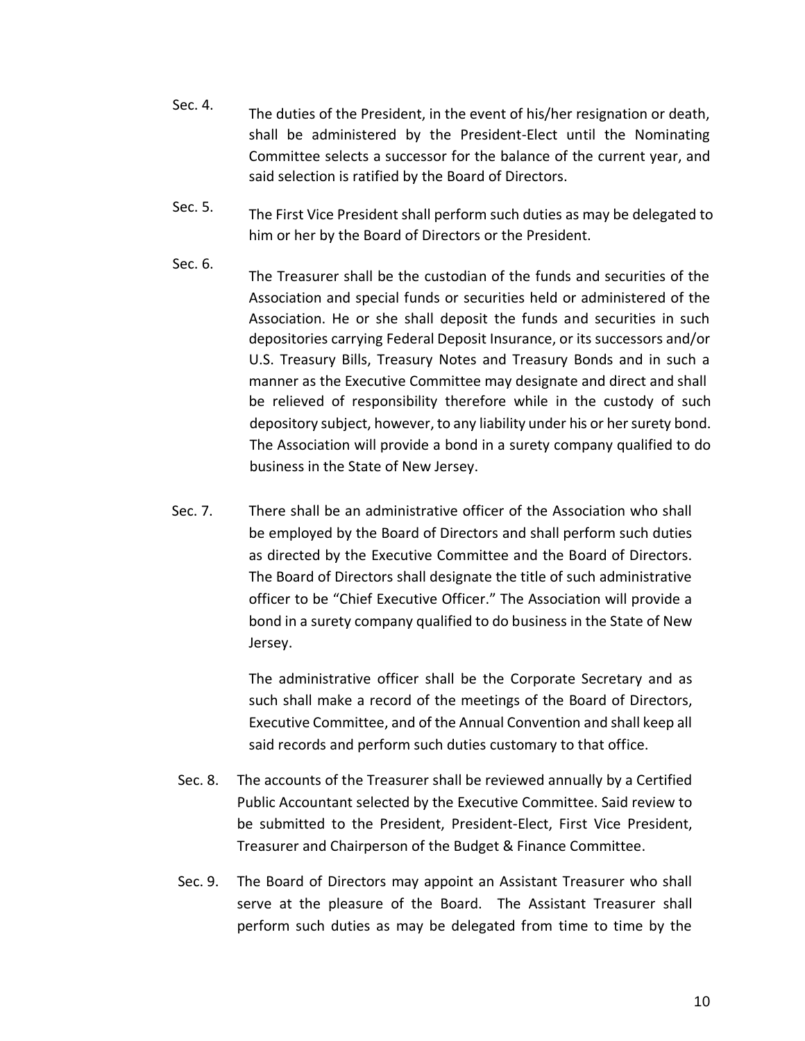Sec. 4. The duties of the President, in the event of his/her resignation or death, shall be administered by the President-Elect until the Nominating Committee selects a successor for the balance of the current year, and said selection is ratified by the Board of Directors.

Sec. 5. The First Vice President shall perform such duties as may be delegated to him or her by the Board of Directors or the President.

Sec. 6. The Treasurer shall be the custodian of the funds and securities of the Association and special funds or securities held or administered of the Association. He or she shall deposit the funds and securities in such depositories carrying Federal Deposit Insurance, or its successors and/or U.S. Treasury Bills, Treasury Notes and Treasury Bonds and in such a manner as the Executive Committee may designate and direct and shall be relieved of responsibility therefore while in the custody of such depository subject, however, to any liability under his or her surety bond. The Association will provide a bond in a surety company qualified to do business in the State of New Jersey.

Sec. 7. There shall be an administrative officer of the Association who shall be employed by the Board of Directors and shall perform such duties as directed by the Executive Committee and the Board of Directors. The Board of Directors shall designate the title of such administrative officer to be "Chief Executive Officer." The Association will provide a bond in a surety company qualified to do business in the State of New Jersey.

The administrative officer shall be the Corporate Secretary and as such shall make a record of the meetings of the Board of Directors, Executive Committee, and of the Annual Convention and shall keep all said records and perform such duties customary to that office.

Sec. 8. The accounts of the Treasurer shall be reviewed annually by a Certified Public Accountant selected by the Executive Committee. Said review to be submitted to the President, President-Elect, First Vice President, Treasurer and Chairperson of the Budget & Finance Committee.

Sec. 9. The Board of Directors may appoint an Assistant Treasurer who shall serve at the pleasure of the Board. The Assistant Treasurer shall perform such duties as may be delegated from time to time by the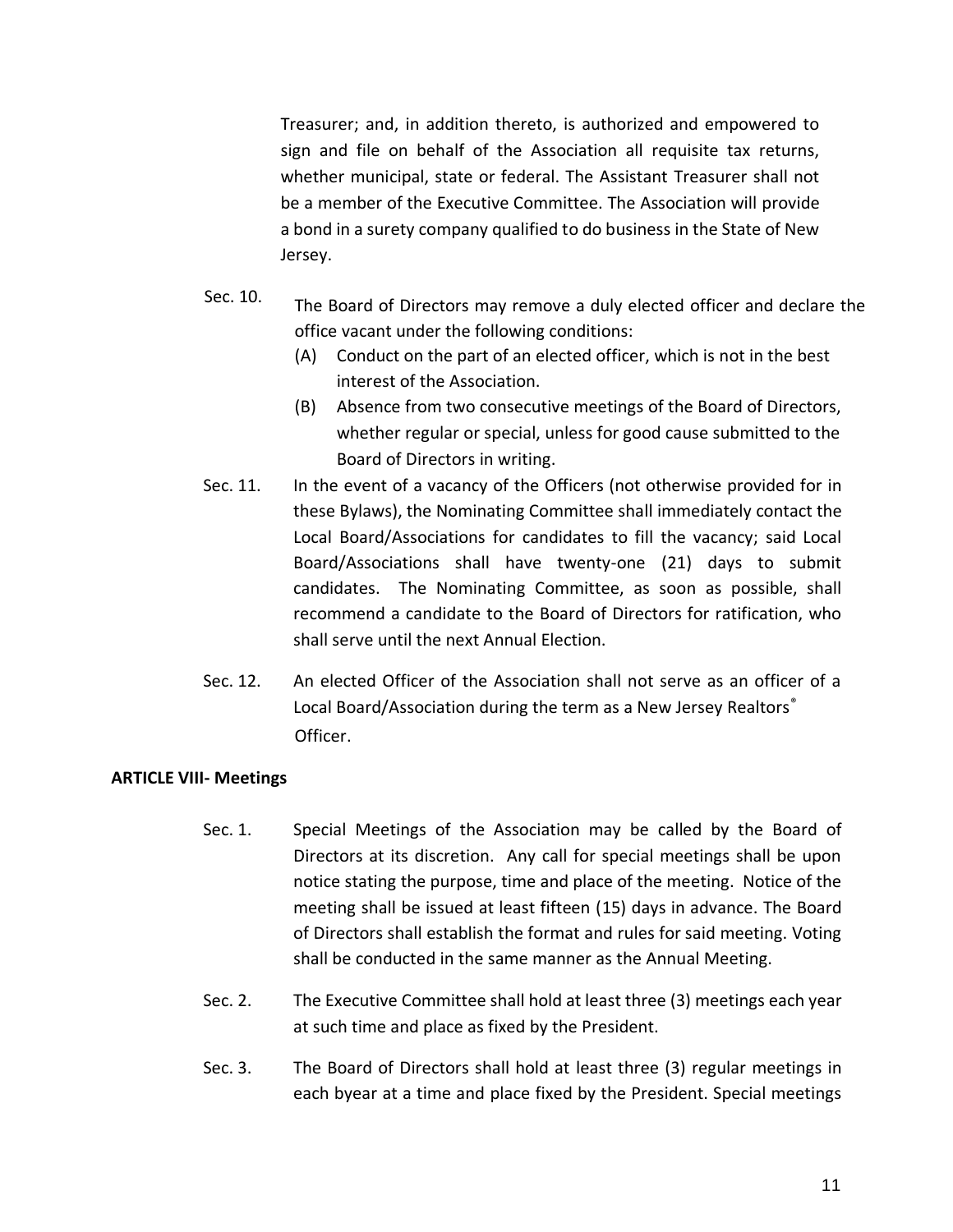Treasurer; and, in addition thereto, is authorized and empowered to sign and file on behalf of the Association all requisite tax returns, whether municipal, state or federal. The Assistant Treasurer shall not be a member of the Executive Committee. The Association will provide a bond in a surety company qualified to do business in the State of New Jersey.

Sec. 10. The Board of Directors may remove a duly elected officer and declare the office vacant under the following conditions:

(A) Conduct on the part of an elected officer, which is not in the best interest of the Association.

(B) Absence from two consecutive meetings of the Board of Directors, whether regular or special, unless for good cause submitted to the Board of Directors in writing.

Sec. 11. In the event of a vacancy of the Officers (not otherwise provided for in these Bylaws), the Nominating Committee shall immediately contact the Local Board/Associations for candidates to fill the vacancy; said Local Board/Associations shall have twenty-one (21) days to submit candidates. The Nominating Committee, as soon as possible, shall recommend a candidate to the Board of Directors for ratification, who shall serve until the next Annual Election.

Sec. 12. An elected Officer of the Association shall not serve as an officer of a Local Board/Association during the term as a New Jersey Realtors® Officer.

**ARTICLE VIII- Meetings**

Sec. 1. Special Meetings of the Association may be called by the Board of Directors at its discretion. Any call for special meetings shall be upon notice stating the purpose, time and place of the meeting. Notice of the meeting shall be issued at least fifteen (15) days in advance. The Board of Directors shall establish the format and rules for said meeting. Voting shall be conducted in the same manner as the Annual Meeting.

Sec. 2. The Executive Committee shall hold at least three (3) meetings each year at such time and place as fixed by the President.

Sec. 3. The Board of Directors shall hold at least three (3) regular meetings in each byear at a time and place fixed by the President. Special meetings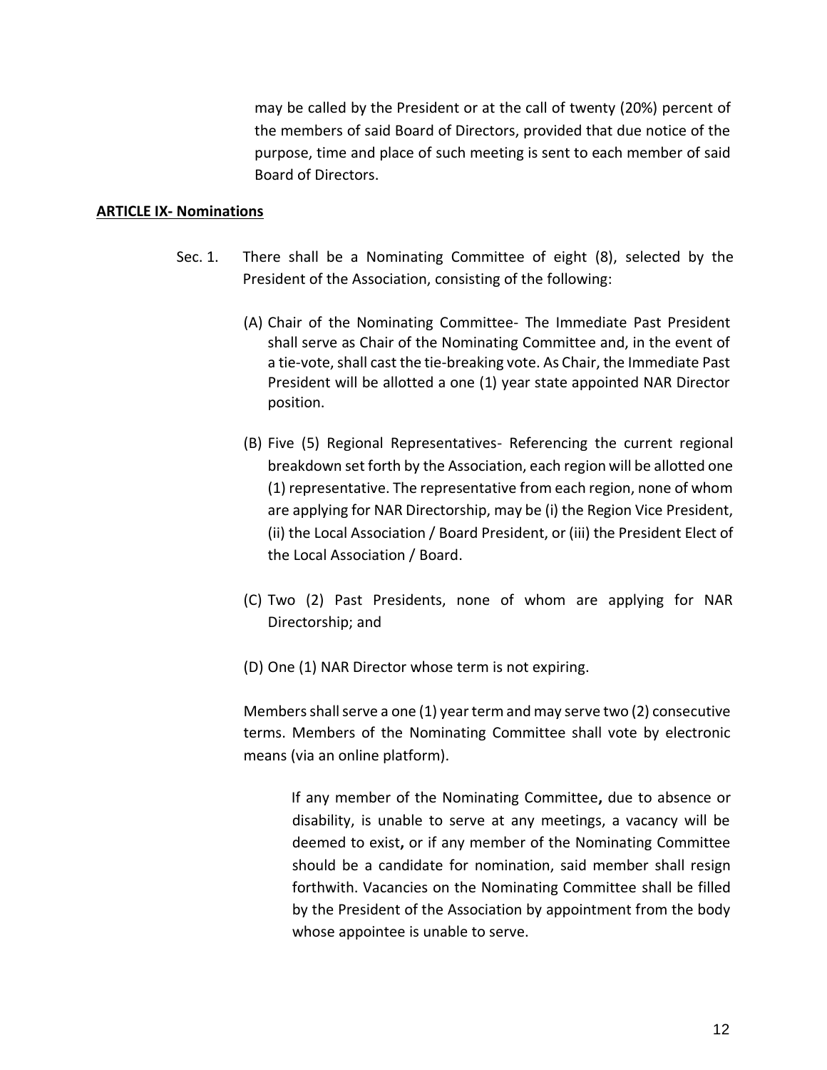may be called by the President or at the call of twenty (20%) percent of the members of said Board of Directors, provided that due notice of the purpose, time and place of such meeting is sent to each member of said Board of Directors.

## ARTICLE IX- Nominations

Sec. 1. There shall be a Nominating Committee of eight (8), selected by the President of the Association, consisting of the following:

(A) Chair of the Nominating Committee- The Immediate Past President shall serve as Chair of the Nominating Committee and, in the event of a tie-vote, shall cast the tie-breaking vote. As Chair, the Immediate Past President will be allotted a one (1) year state appointed NAR Director position.

(B) Five (5) Regional Representatives- Referencing the current regional breakdown set forth by the Association, each region will be allotted one (1) representative. The representative from each region, none of whom are applying for NAR Directorship, may be (i) the Region Vice President, (ii) the Local Association / Board President, or (iii) the President Elect of the Local Association / Board.

(C) Two (2) Past Presidents, none of whom are applying for NAR Directorship; and

(D) One (1) NAR Director whose term is not expiring.

Members shall serve a one (1) year term and may serve two (2) consecutive terms. Members of the Nominating Committee shall vote by electronic means (via an online platform).

If any member of the Nominating Committee, due to absence or disability, is unable to serve at any meetings, a vacancy will be deemed to exist, or if any member of the Nominating Committee should be a candidate for nomination, said member shall resign forthwith. Vacancies on the Nominating Committee shall be filled by the President of the Association by appointment from the body whose appointee is unable to serve.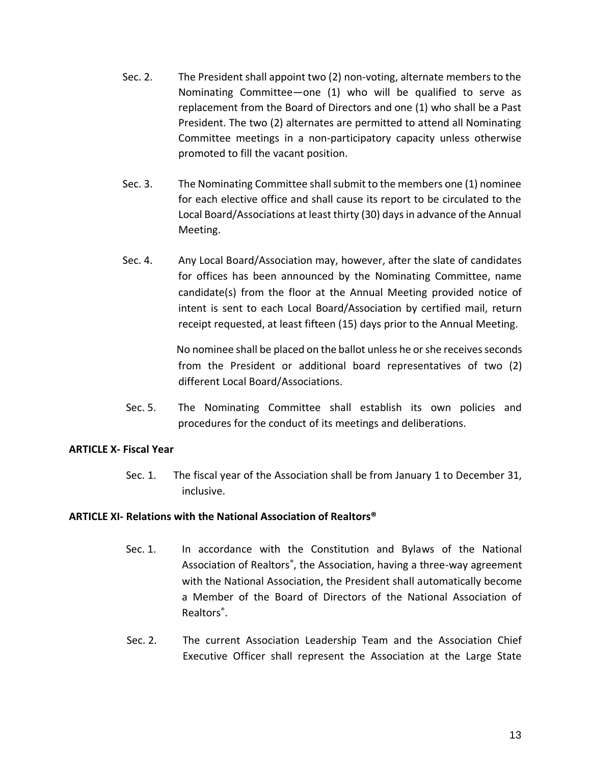Sec. 2. The President shall appoint two (2) non-voting, alternate members to the Nominating Committee—one (1) who will be qualified to serve as replacement from the Board of Directors and one (1) who shall be a Past President. The two (2) alternates are permitted to attend all Nominating Committee meetings in a non-participatory capacity unless otherwise promoted to fill the vacant position.

Sec. 3. The Nominating Committee shall submit to the members one (1) nominee for each elective office and shall cause its report to be circulated to the Local Board/Associations at least thirty (30) days in advance of the Annual Meeting.

Sec. 4. Any Local Board/Association may, however, after the slate of candidates for offices has been announced by the Nominating Committee, name candidate(s) from the floor at the Annual Meeting provided notice of intent is sent to each Local Board/Association by certified mail, return receipt requested, at least fifteen (15) days prior to the Annual Meeting.

No nominee shall be placed on the ballot unless he or she receives seconds from the President or additional board representatives of two (2) different Local Board/Associations.

Sec. 5. The Nominating Committee shall establish its own policies and procedures for the conduct of its meetings and deliberations.

**ARTICLE X- Fiscal Year**

Sec. 1. The fiscal year of the Association shall be from January 1 to December 31, inclusive.

**ARTICLE XI- Relations with the National Association of Realtors®**

Sec. 1. In accordance with the Constitution and Bylaws of the National Association of Realtors®, the Association, having a three-way agreement with the National Association, the President shall automatically become a Member of the Board of Directors of the National Association of Realtors®.

Sec. 2. The current Association Leadership Team and the Association Chief Executive Officer shall represent the Association at the Large State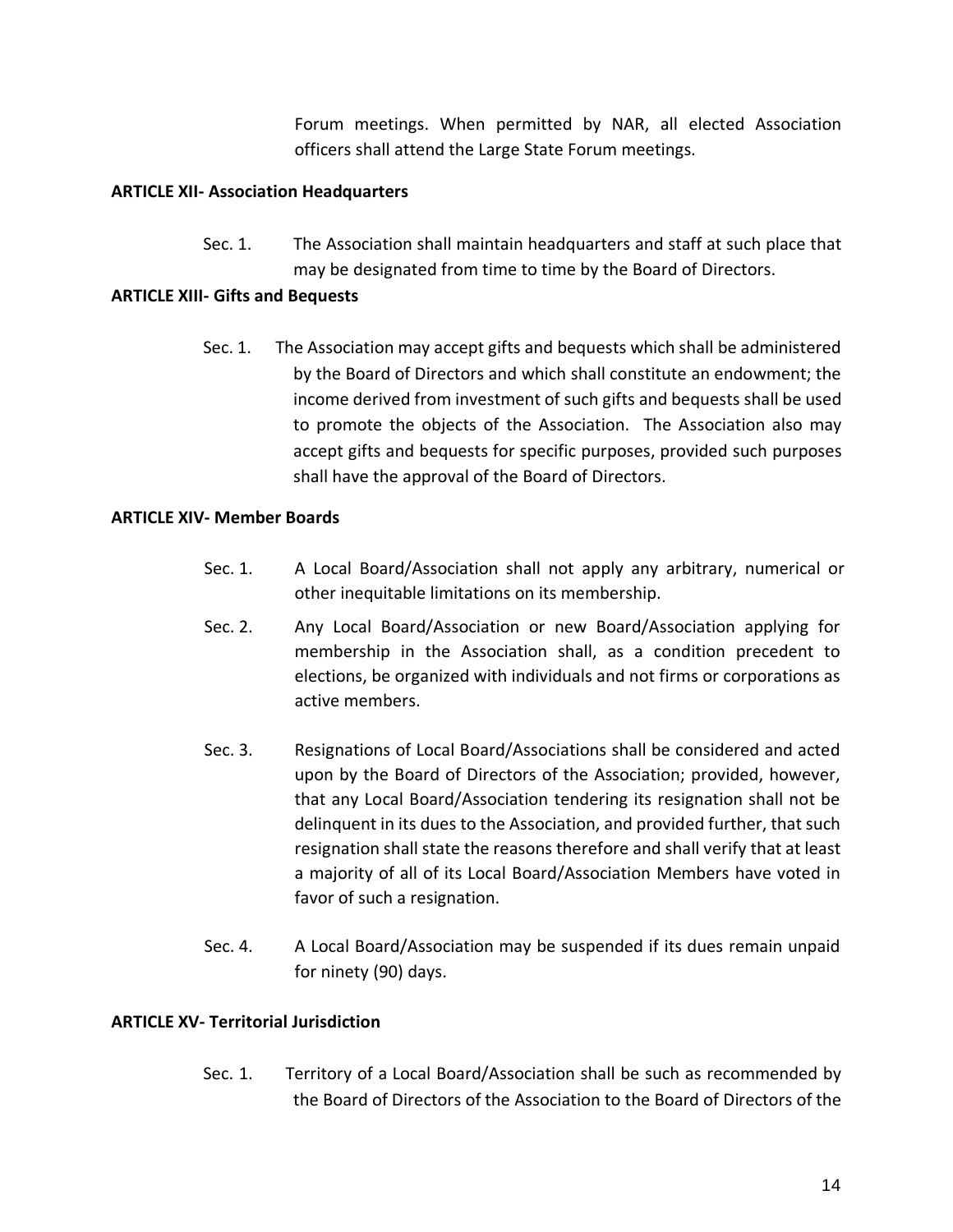Forum meetings. When permitted by NAR, all elected Association officers shall attend the Large State Forum meetings.

**ARTICLE XII- Association Headquarters**

Sec. 1. The Association shall maintain headquarters and staff at such place that may be designated from time to time by the Board of Directors.

**ARTICLE XIII- Gifts and Bequests**

Sec. 1. The Association may accept gifts and bequests which shall be administered by the Board of Directors and which shall constitute an endowment; the income derived from investment of such gifts and bequests shall be used to promote the objects of the Association. The Association also may accept gifts and bequests for specific purposes, provided such purposes shall have the approval of the Board of Directors.

**ARTICLE XIV- Member Boards**

Sec. 1. A Local Board/Association shall not apply any arbitrary, numerical or other inequitable limitations on its membership.

Sec. 2. Any Local Board/Association or new Board/Association applying for membership in the Association shall, as a condition precedent to elections, be organized with individuals and not firms or corporations as active members.

Sec. 3. Resignations of Local Board/Associations shall be considered and acted upon by the Board of Directors of the Association; provided, however, that any Local Board/Association tendering its resignation shall not be delinquent in its dues to the Association, and provided further, that such resignation shall state the reasons therefore and shall verify that at least a majority of all of its Local Board/Association Members have voted in favor of such a resignation.

Sec. 4. A Local Board/Association may be suspended if its dues remain unpaid for ninety (90) days.

**ARTICLE XV- Territorial Jurisdiction**

Sec. 1. Territory of a Local Board/Association shall be such as recommended by the Board of Directors of the Association to the Board of Directors of the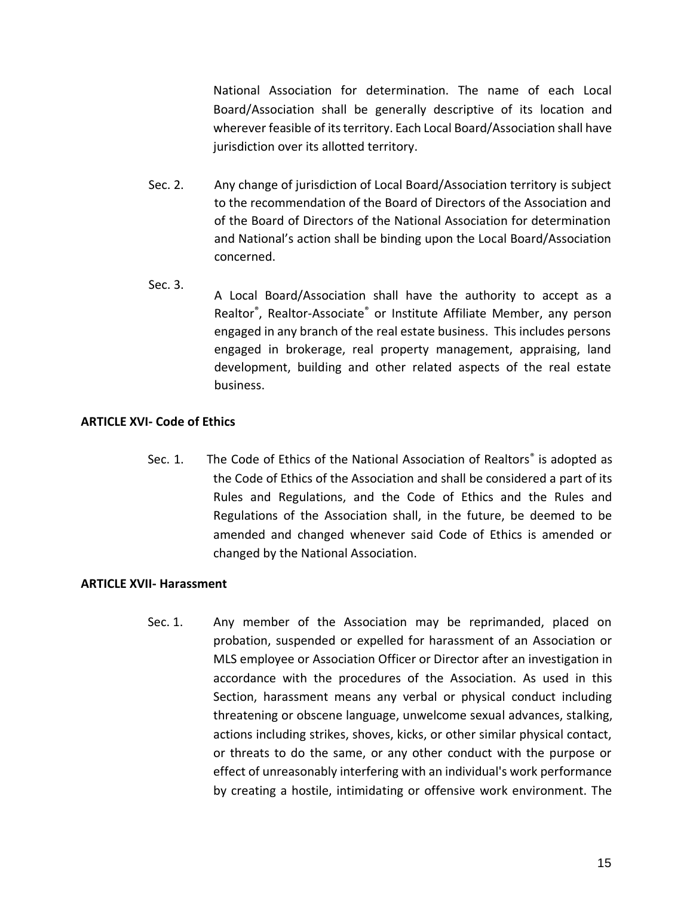National Association for determination. The name of each Local Board/Association shall be generally descriptive of its location and wherever feasible of its territory. Each Local Board/Association shall have jurisdiction over its allotted territory.

Sec. 2. Any change of jurisdiction of Local Board/Association territory is subject to the recommendation of the Board of Directors of the Association and of the Board of Directors of the National Association for determination and National's action shall be binding upon the Local Board/Association concerned.

Sec. 3. A Local Board/Association shall have the authority to accept as a Realtor®, Realtor-Associate® or Institute Affiliate Member, any person engaged in any branch of the real estate business. This includes persons engaged in brokerage, real property management, appraising, land development, building and other related aspects of the real estate business.

**ARTICLE XVI- Code of Ethics**

Sec. 1. The Code of Ethics of the National Association of Realtors® is adopted as the Code of Ethics of the Association and shall be considered a part of its Rules and Regulations, and the Code of Ethics and the Rules and Regulations of the Association shall, in the future, be deemed to be amended and changed whenever said Code of Ethics is amended or changed by the National Association.

**ARTICLE XVII- Harassment**

Sec. 1. Any member of the Association may be reprimanded, placed on probation, suspended or expelled for harassment of an Association or MLS employee or Association Officer or Director after an investigation in accordance with the procedures of the Association. As used in this Section, harassment means any verbal or physical conduct including threatening or obscene language, unwelcome sexual advances, stalking, actions including strikes, shoves, kicks, or other similar physical contact, or threats to do the same, or any other conduct with the purpose or effect of unreasonably interfering with an individual's work performance by creating a hostile, intimidating or offensive work environment. The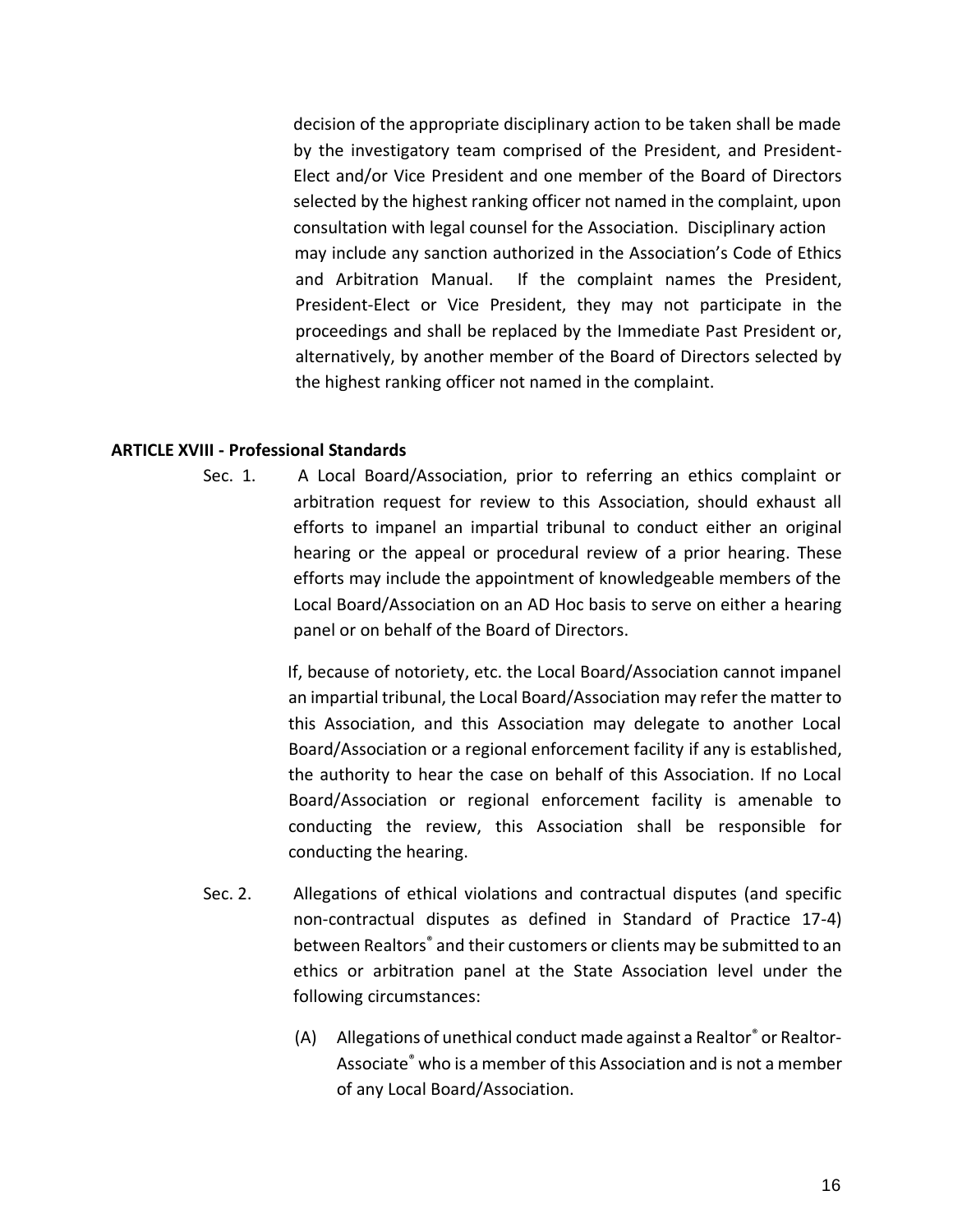decision of the appropriate disciplinary action to be taken shall be made by the investigatory team comprised of the President, and President-Elect and/or Vice President and one member of the Board of Directors selected by the highest ranking officer not named in the complaint, upon consultation with legal counsel for the Association. Disciplinary action may include any sanction authorized in the Association's Code of Ethics and Arbitration Manual. If the complaint names the President, President-Elect or Vice President, they may not participate in the proceedings and shall be replaced by the Immediate Past President or, alternatively, by another member of the Board of Directors selected by the highest ranking officer not named in the complaint.

**ARTICLE XVIII - Professional Standards**

Sec. 1. A Local Board/Association, prior to referring an ethics complaint or arbitration request for review to this Association, should exhaust all efforts to impanel an impartial tribunal to conduct either an original hearing or the appeal or procedural review of a prior hearing. These efforts may include the appointment of knowledgeable members of the Local Board/Association on an AD Hoc basis to serve on either a hearing panel or on behalf of the Board of Directors.

If, because of notoriety, etc. the Local Board/Association cannot impanel an impartial tribunal, the Local Board/Association may refer the matter to this Association, and this Association may delegate to another Local Board/Association or a regional enforcement facility if any is established, the authority to hear the case on behalf of this Association. If no Local Board/Association or regional enforcement facility is amenable to conducting the review, this Association shall be responsible for conducting the hearing.

Sec. 2. Allegations of ethical violations and contractual disputes (and specific non-contractual disputes as defined in Standard of Practice 17-4) between Realtors® and their customers or clients may be submitted to an ethics or arbitration panel at the State Association level under the following circumstances:

(A) Allegations of unethical conduct made against a Realtor® or Realtor-Associate® who is a member of this Association and is not a member of any Local Board/Association.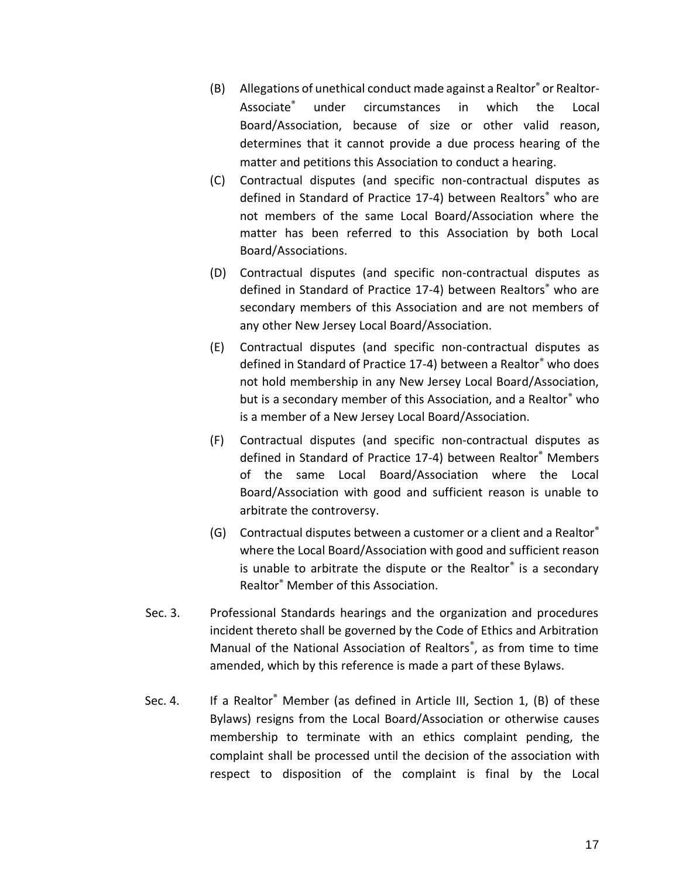(B) Allegations of unethical conduct made against a Realtor® or Realtor-Associate® under circumstances in which the Local Board/Association, because of size or other valid reason, determines that it cannot provide a due process hearing of the matter and petitions this Association to conduct a hearing.

(C) Contractual disputes (and specific non-contractual disputes as defined in Standard of Practice 17-4) between Realtors® who are not members of the same Local Board/Association where the matter has been referred to this Association by both Local Board/Associations.

(D) Contractual disputes (and specific non-contractual disputes as defined in Standard of Practice 17-4) between Realtors® who are secondary members of this Association and are not members of any other New Jersey Local Board/Association.

(E) Contractual disputes (and specific non-contractual disputes as defined in Standard of Practice 17-4) between a Realtor® who does not hold membership in any New Jersey Local Board/Association, but is a secondary member of this Association, and a Realtor® who is a member of a New Jersey Local Board/Association.

(F) Contractual disputes (and specific non-contractual disputes as defined in Standard of Practice 17-4) between Realtor® Members of the same Local Board/Association where the Local Board/Association with good and sufficient reason is unable to arbitrate the controversy.

(G) Contractual disputes between a customer or a client and a Realtor® where the Local Board/Association with good and sufficient reason is unable to arbitrate the dispute or the Realtor® is a secondary Realtor® Member of this Association.

Sec. 3. Professional Standards hearings and the organization and procedures incident thereto shall be governed by the Code of Ethics and Arbitration Manual of the National Association of Realtors®, as from time to time amended, which by this reference is made a part of these Bylaws.

Sec. 4. If a Realtor® Member (as defined in Article III, Section 1, (B) of these Bylaws) resigns from the Local Board/Association or otherwise causes membership to terminate with an ethics complaint pending, the complaint shall be processed until the decision of the association with respect to disposition of the complaint is final by the Local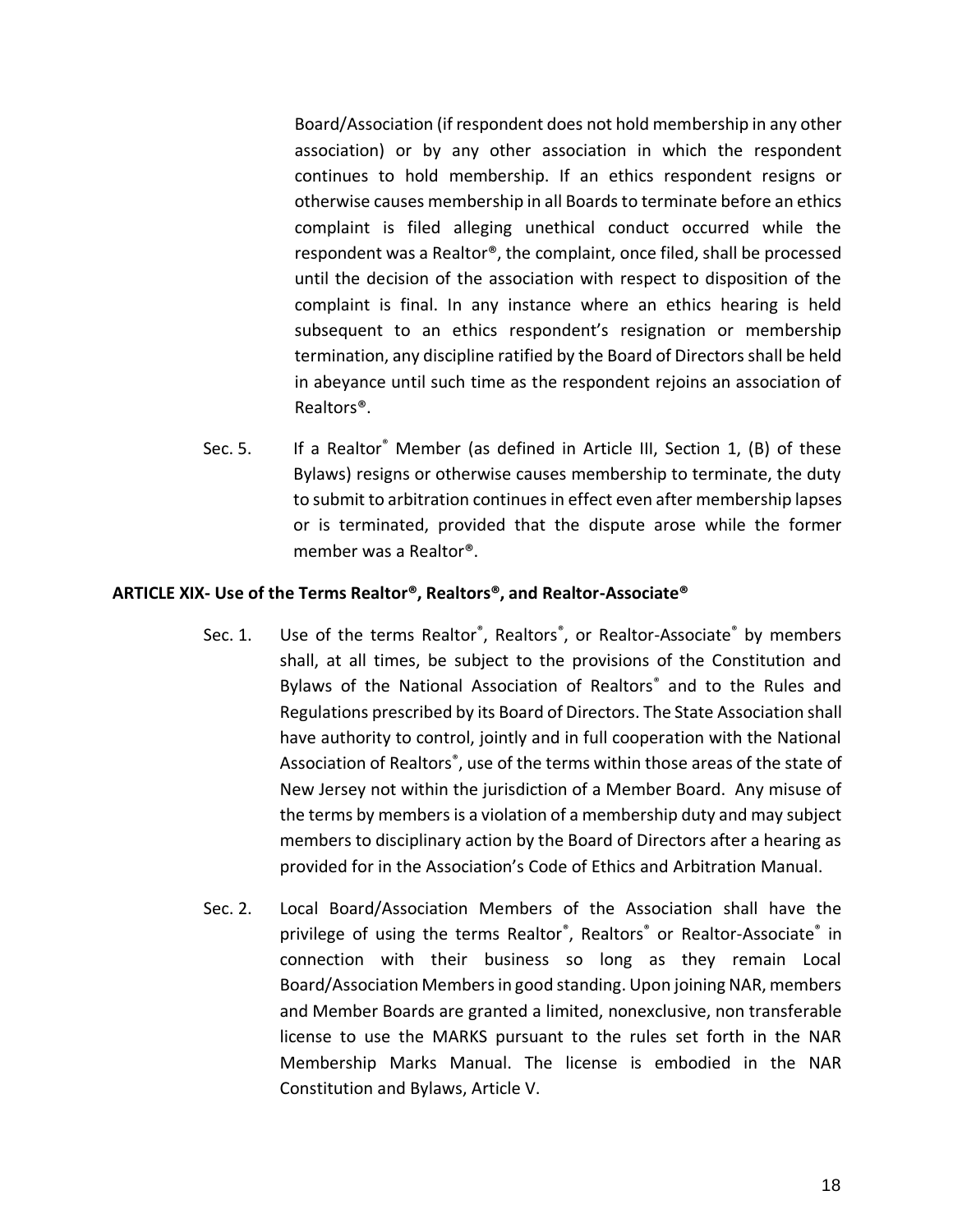Board/Association (if respondent does not hold membership in any other association) or by any other association in which the respondent continues to hold membership. If an ethics respondent resigns or otherwise causes membership in all Boards to terminate before an ethics complaint is filed alleging unethical conduct occurred while the respondent was a Realtor®, the complaint, once filed, shall be processed until the decision of the association with respect to disposition of the complaint is final. In any instance where an ethics hearing is held subsequent to an ethics respondent's resignation or membership termination, any discipline ratified by the Board of Directors shall be held in abeyance until such time as the respondent rejoins an association of Realtors®.

Sec. 5. If a Realtor® Member (as defined in Article III, Section 1, (B) of these Bylaws) resigns or otherwise causes membership to terminate, the duty to submit to arbitration continues in effect even after membership lapses or is terminated, provided that the dispute arose while the former member was a Realtor®.

**ARTICLE XIX- Use of the Terms Realtor®, Realtors®, and Realtor-Associate®**

Sec. 1. Use of the terms Realtor®, Realtors®, or Realtor-Associate® by members shall, at all times, be subject to the provisions of the Constitution and Bylaws of the National Association of Realtors® and to the Rules and Regulations prescribed by its Board of Directors. The State Association shall have authority to control, jointly and in full cooperation with the National Association of Realtors®, use of the terms within those areas of the state of New Jersey not within the jurisdiction of a Member Board. Any misuse of the terms by members is a violation of a membership duty and may subject members to disciplinary action by the Board of Directors after a hearing as provided for in the Association's Code of Ethics and Arbitration Manual.

Sec. 2. Local Board/Association Members of the Association shall have the privilege of using the terms Realtor®, Realtors® or Realtor-Associate® in connection with their business so long as they remain Local Board/Association Members in good standing. Upon joining NAR, members and Member Boards are granted a limited, nonexclusive, non transferable license to use the MARKS pursuant to the rules set forth in the NAR Membership Marks Manual. The license is embodied in the NAR Constitution and Bylaws, Article V.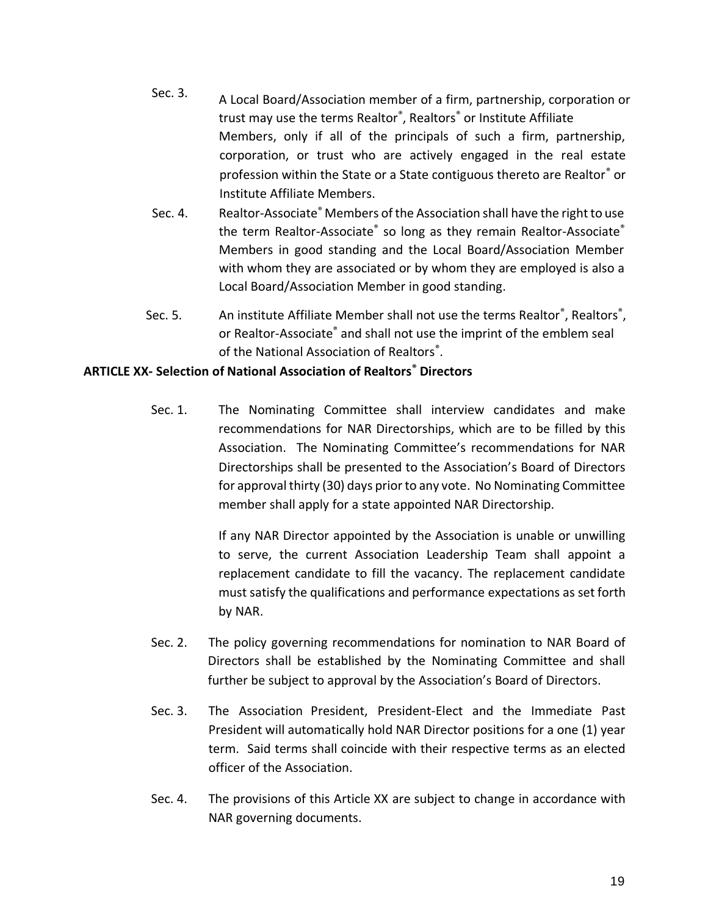Sec. 3. A Local Board/Association member of a firm, partnership, corporation or trust may use the terms Realtor®, Realtors® or Institute Affiliate Members, only if all of the principals of such a firm, partnership, corporation, or trust who are actively engaged in the real estate profession within the State or a State contiguous thereto are Realtor® or Institute Affiliate Members.

Sec. 4. Realtor-Associate® Members of the Association shall have the right to use the term Realtor-Associate® so long as they remain Realtor-Associate® Members in good standing and the Local Board/Association Member with whom they are associated or by whom they are employed is also a Local Board/Association Member in good standing.

Sec. 5. An institute Affiliate Member shall not use the terms Realtor®, Realtors®, or Realtor-Associate® and shall not use the imprint of the emblem seal of the National Association of Realtors®.

**ARTICLE XX- Selection of National Association of Realtors® Directors**

Sec. 1. The Nominating Committee shall interview candidates and make recommendations for NAR Directorships, which are to be filled by this Association. The Nominating Committee's recommendations for NAR Directorships shall be presented to the Association's Board of Directors for approval thirty (30) days prior to any vote. No Nominating Committee member shall apply for a state appointed NAR Directorship.

If any NAR Director appointed by the Association is unable or unwilling to serve, the current Association Leadership Team shall appoint a replacement candidate to fill the vacancy. The replacement candidate must satisfy the qualifications and performance expectations as set forth by NAR.

Sec. 2. The policy governing recommendations for nomination to NAR Board of Directors shall be established by the Nominating Committee and shall further be subject to approval by the Association's Board of Directors.

Sec. 3. The Association President, President-Elect and the Immediate Past President will automatically hold NAR Director positions for a one (1) year term. Said terms shall coincide with their respective terms as an elected officer of the Association.

Sec. 4. The provisions of this Article XX are subject to change in accordance with NAR governing documents.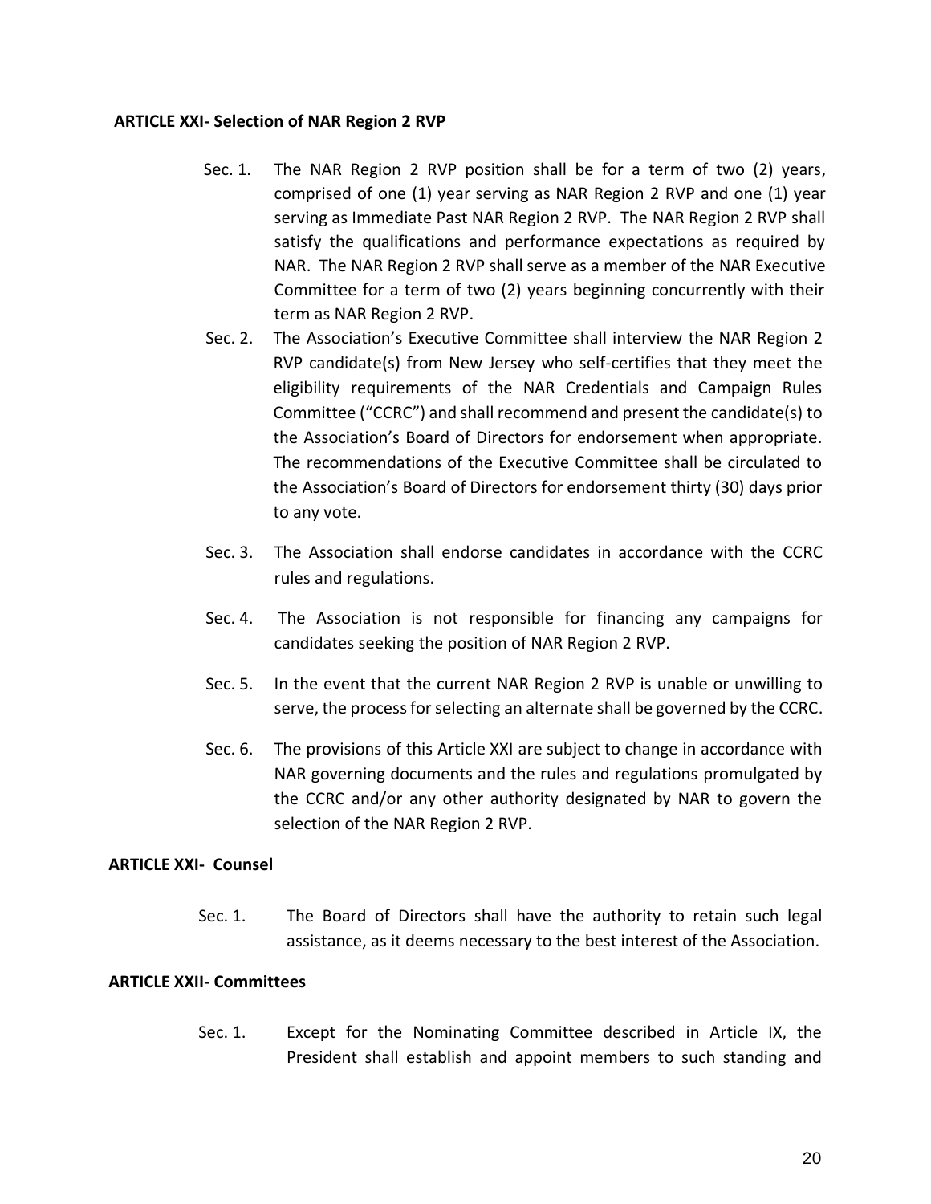**ARTICLE XXI- Selection of NAR Region 2 RVP**

Sec. 1. The NAR Region 2 RVP position shall be for a term of two (2) years, comprised of one (1) year serving as NAR Region 2 RVP and one (1) year serving as Immediate Past NAR Region 2 RVP. The NAR Region 2 RVP shall satisfy the qualifications and performance expectations as required by NAR. The NAR Region 2 RVP shall serve as a member of the NAR Executive Committee for a term of two (2) years beginning concurrently with their term as NAR Region 2 RVP.

Sec. 2. The Association's Executive Committee shall interview the NAR Region 2 RVP candidate(s) from New Jersey who self-certifies that they meet the eligibility requirements of the NAR Credentials and Campaign Rules Committee ("CCRC") and shall recommend and present the candidate(s) to the Association's Board of Directors for endorsement when appropriate. The recommendations of the Executive Committee shall be circulated to the Association's Board of Directors for endorsement thirty (30) days prior to any vote.

Sec. 3. The Association shall endorse candidates in accordance with the CCRC rules and regulations.

Sec. 4. The Association is not responsible for financing any campaigns for candidates seeking the position of NAR Region 2 RVP.

Sec. 5. In the event that the current NAR Region 2 RVP is unable or unwilling to serve, the process for selecting an alternate shall be governed by the CCRC.

Sec. 6. The provisions of this Article XXI are subject to change in accordance with NAR governing documents and the rules and regulations promulgated by the CCRC and/or any other authority designated by NAR to govern the selection of the NAR Region 2 RVP.

**ARTICLE XXI- Counsel**

Sec. 1. The Board of Directors shall have the authority to retain such legal assistance, as it deems necessary to the best interest of the Association.

**ARTICLE XXII- Committees**

Sec. 1. Except for the Nominating Committee described in Article IX, the President shall establish and appoint members to such standing and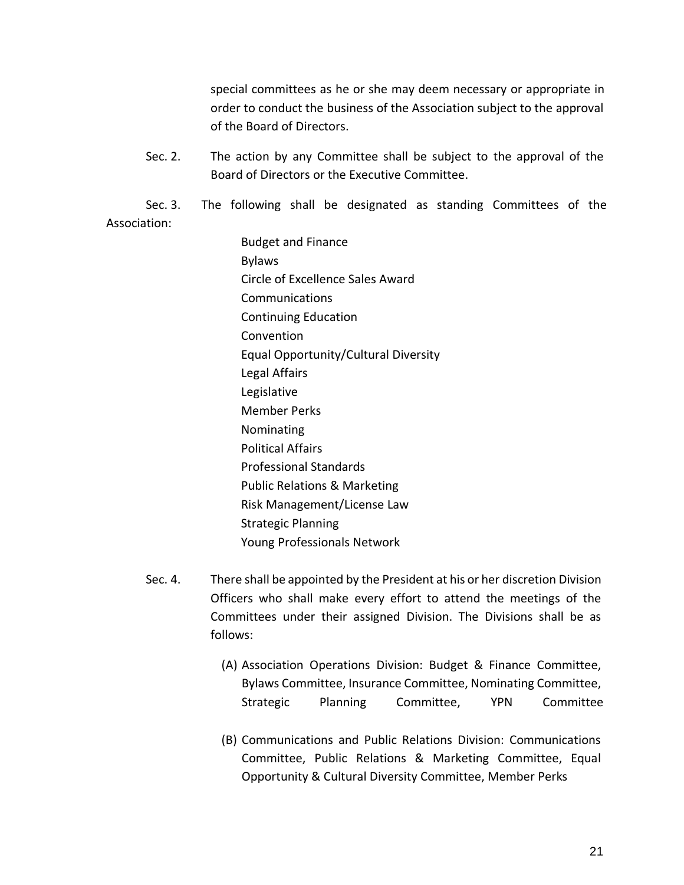special committees as he or she may deem necessary or appropriate in order to conduct the business of the Association subject to the approval of the Board of Directors.

Sec. 2. The action by any Committee shall be subject to the approval of the Board of Directors or the Executive Committee.

Sec. 3. The following shall be designated as standing Committees of the Association:

- Budget and Finance
- Bylaws
- Circle of Excellence Sales Award
- Communications
- Continuing Education
- Convention
- Equal Opportunity/Cultural Diversity
- Legal Affairs
- Legislative
- Member Perks
- Nominating
- Political Affairs
- Professional Standards
- Public Relations & Marketing
- Risk Management/License Law
- Strategic Planning
- Young Professionals Network

Sec. 4. There shall be appointed by the President at his or her discretion Division Officers who shall make every effort to attend the meetings of the Committees under their assigned Division. The Divisions shall be as follows:

(A) Association Operations Division: Budget & Finance Committee, Bylaws Committee, Insurance Committee, Nominating Committee, Strategic Planning Committee, YPN Committee

(B) Communications and Public Relations Division: Communications Committee, Public Relations & Marketing Committee, Equal Opportunity & Cultural Diversity Committee, Member Perks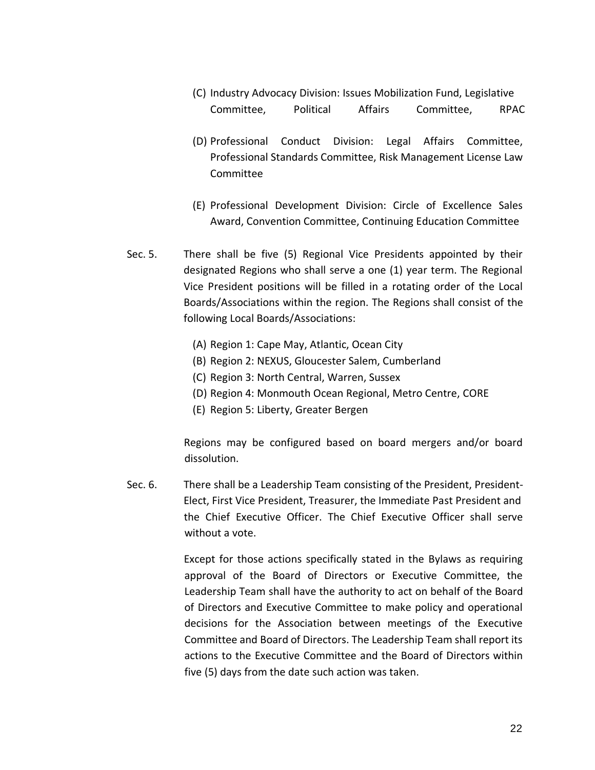(C) Industry Advocacy Division: Issues Mobilization Fund, Legislative Committee, Political Affairs Committee, RPAC

(D) Professional Conduct Division: Legal Affairs Committee, Professional Standards Committee, Risk Management License Law Committee

(E) Professional Development Division: Circle of Excellence Sales Award, Convention Committee, Continuing Education Committee

Sec. 5. There shall be five (5) Regional Vice Presidents appointed by their designated Regions who shall serve a one (1) year term. The Regional Vice President positions will be filled in a rotating order of the Local Boards/Associations within the region. The Regions shall consist of the following Local Boards/Associations:

(A) Region 1: Cape May, Atlantic, Ocean City
(B) Region 2: NEXUS, Gloucester Salem, Cumberland
(C) Region 3: North Central, Warren, Sussex
(D) Region 4: Monmouth Ocean Regional, Metro Centre, CORE
(E) Region 5: Liberty, Greater Bergen

Regions may be configured based on board mergers and/or board dissolution.

Sec. 6. There shall be a Leadership Team consisting of the President, President-Elect, First Vice President, Treasurer, the Immediate Past President and the Chief Executive Officer. The Chief Executive Officer shall serve without a vote.

Except for those actions specifically stated in the Bylaws as requiring approval of the Board of Directors or Executive Committee, the Leadership Team shall have the authority to act on behalf of the Board of Directors and Executive Committee to make policy and operational decisions for the Association between meetings of the Executive Committee and Board of Directors. The Leadership Team shall report its actions to the Executive Committee and the Board of Directors within five (5) days from the date such action was taken.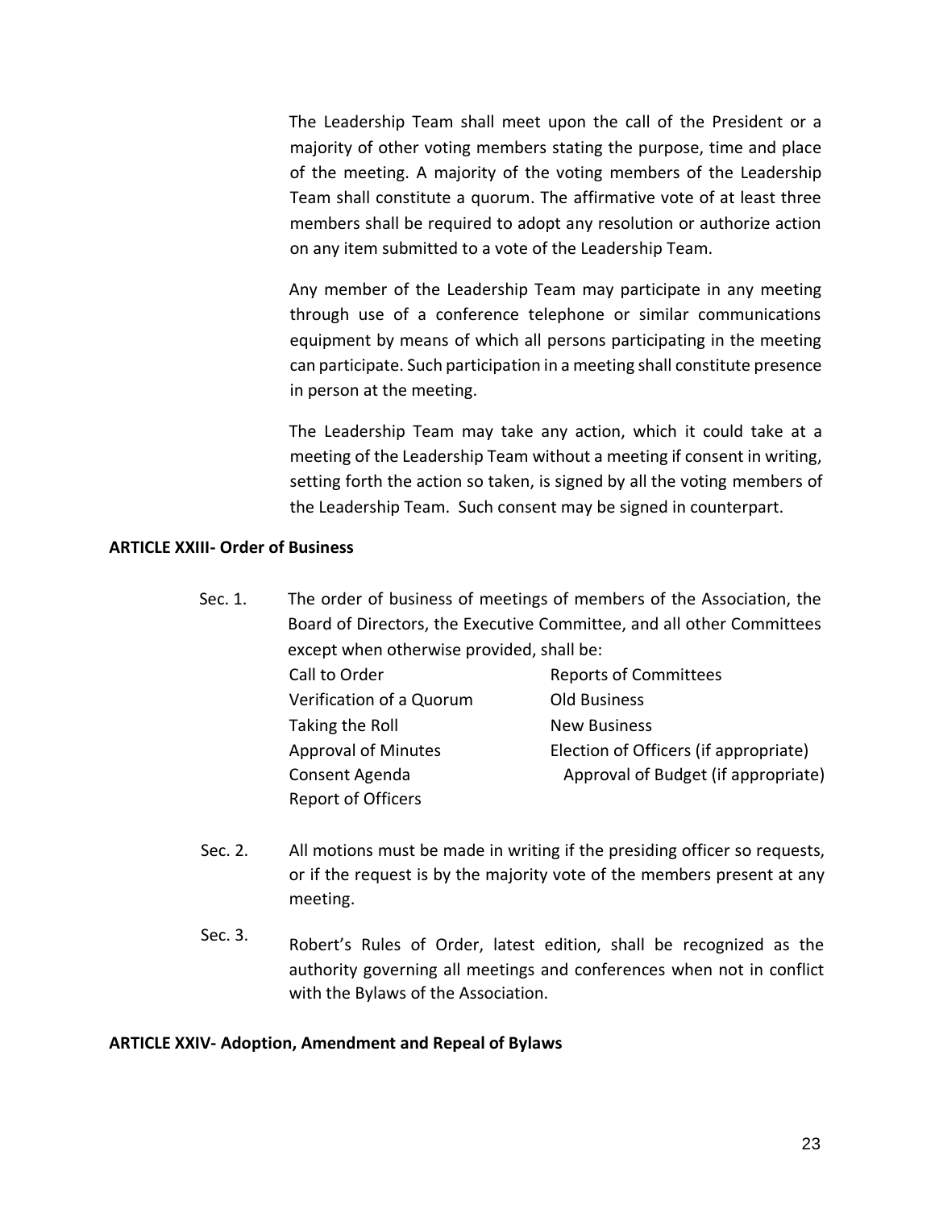The Leadership Team shall meet upon the call of the President or a majority of other voting members stating the purpose, time and place of the meeting. A majority of the voting members of the Leadership Team shall constitute a quorum. The affirmative vote of at least three members shall be required to adopt any resolution or authorize action on any item submitted to a vote of the Leadership Team.

Any member of the Leadership Team may participate in any meeting through use of a conference telephone or similar communications equipment by means of which all persons participating in the meeting can participate. Such participation in a meeting shall constitute presence in person at the meeting.

The Leadership Team may take any action, which it could take at a meeting of the Leadership Team without a meeting if consent in writing, setting forth the action so taken, is signed by all the voting members of the Leadership Team. Such consent may be signed in counterpart.

**ARTICLE XXIII- Order of Business**

Sec. 1. The order of business of meetings of members of the Association, the Board of Directors, the Executive Committee, and all other Committees except when otherwise provided, shall be:

- Call to Order
- Verification of a Quorum
- Taking the Roll
- Approval of Minutes
- Consent Agenda
- Report of Officers
- Reports of Committees
- Old Business
- New Business
- Election of Officers (if appropriate)
- Approval of Budget (if appropriate)

Sec. 2. All motions must be made in writing if the presiding officer so requests, or if the request is by the majority vote of the members present at any meeting.

Sec. 3. Robert's Rules of Order, latest edition, shall be recognized as the authority governing all meetings and conferences when not in conflict with the Bylaws of the Association.

**ARTICLE XXIV- Adoption, Amendment and Repeal of Bylaws**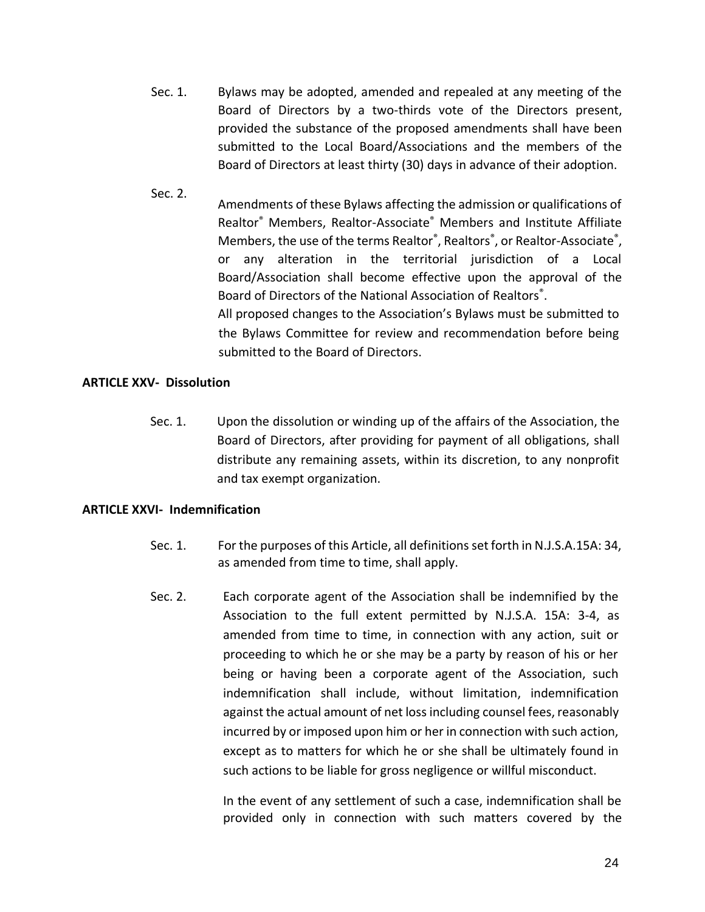Sec. 1. Bylaws may be adopted, amended and repealed at any meeting of the Board of Directors by a two-thirds vote of the Directors present, provided the substance of the proposed amendments shall have been submitted to the Local Board/Associations and the members of the Board of Directors at least thirty (30) days in advance of their adoption.

Sec. 2. Amendments of these Bylaws affecting the admission or qualifications of Realtor® Members, Realtor-Associate® Members and Institute Affiliate Members, the use of the terms Realtor®, Realtors®, or Realtor-Associate®, or any alteration in the territorial jurisdiction of a Local Board/Association shall become effective upon the approval of the Board of Directors of the National Association of Realtors®.

All proposed changes to the Association's Bylaws must be submitted to the Bylaws Committee for review and recommendation before being submitted to the Board of Directors.

**ARTICLE XXV- Dissolution**

Sec. 1. Upon the dissolution or winding up of the affairs of the Association, the Board of Directors, after providing for payment of all obligations, shall distribute any remaining assets, within its discretion, to any nonprofit and tax exempt organization.

**ARTICLE XXVI- Indemnification**

Sec. 1. For the purposes of this Article, all definitions set forth in N.J.S.A.15A: 34, as amended from time to time, shall apply.

Sec. 2. Each corporate agent of the Association shall be indemnified by the Association to the full extent permitted by N.J.S.A. 15A: 3-4, as amended from time to time, in connection with any action, suit or proceeding to which he or she may be a party by reason of his or her being or having been a corporate agent of the Association, such indemnification shall include, without limitation, indemnification against the actual amount of net loss including counsel fees, reasonably incurred by or imposed upon him or her in connection with such action, except as to matters for which he or she shall be ultimately found in such actions to be liable for gross negligence or willful misconduct.

In the event of any settlement of such a case, indemnification shall be provided only in connection with such matters covered by the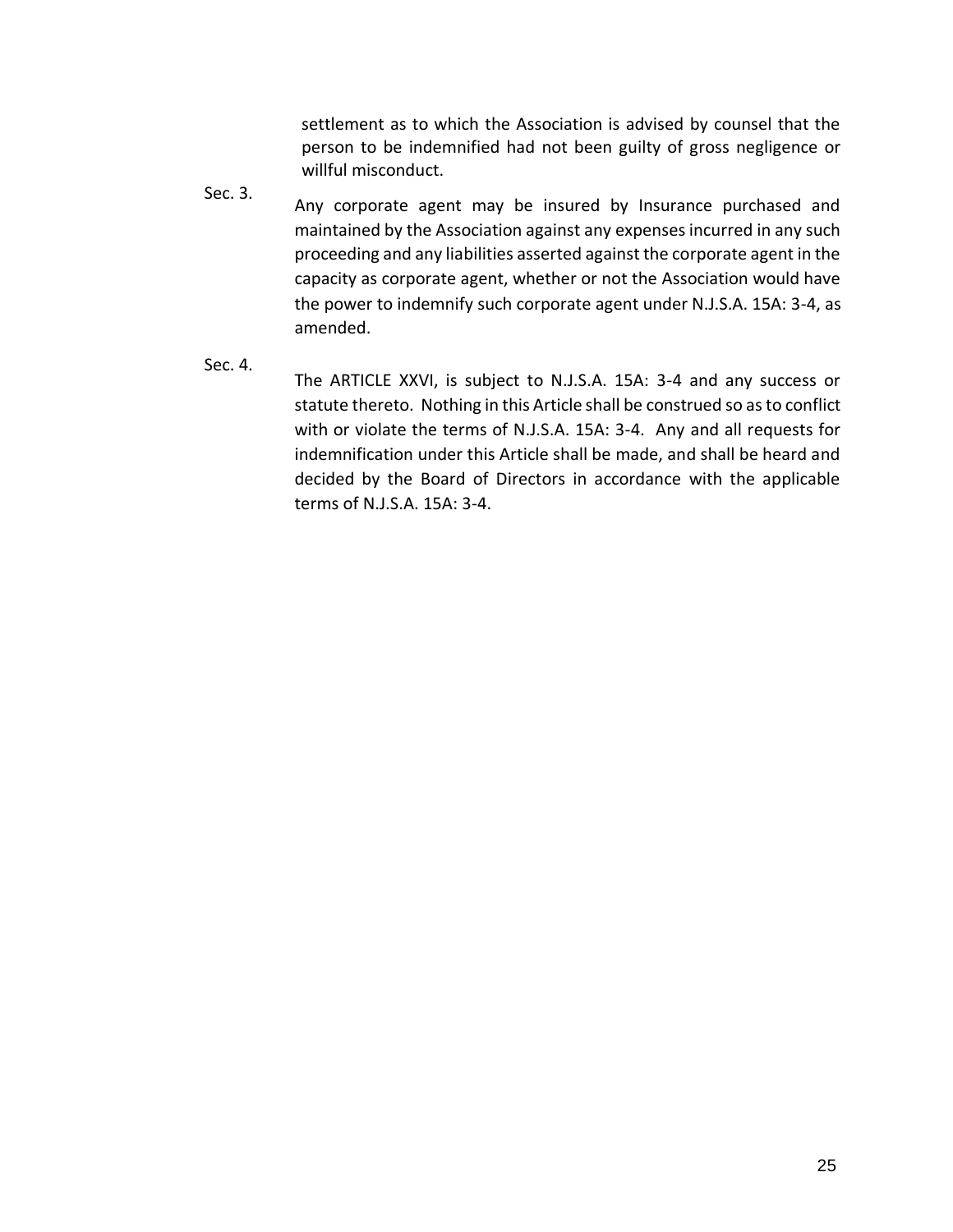settlement as to which the Association is advised by counsel that the person to be indemnified had not been guilty of gross negligence or willful misconduct.

Sec. 3. Any corporate agent may be insured by Insurance purchased and maintained by the Association against any expenses incurred in any such proceeding and any liabilities asserted against the corporate agent in the capacity as corporate agent, whether or not the Association would have the power to indemnify such corporate agent under N.J.S.A. 15A: 3-4, as amended.

Sec. 4. The ARTICLE XXVI, is subject to N.J.S.A. 15A: 3-4 and any success or statute thereto. Nothing in this Article shall be construed so as to conflict with or violate the terms of N.J.S.A. 15A: 3-4. Any and all requests for indemnification under this Article shall be made, and shall be heard and decided by the Board of Directors in accordance with the applicable terms of N.J.S.A. 15A: 3-4.